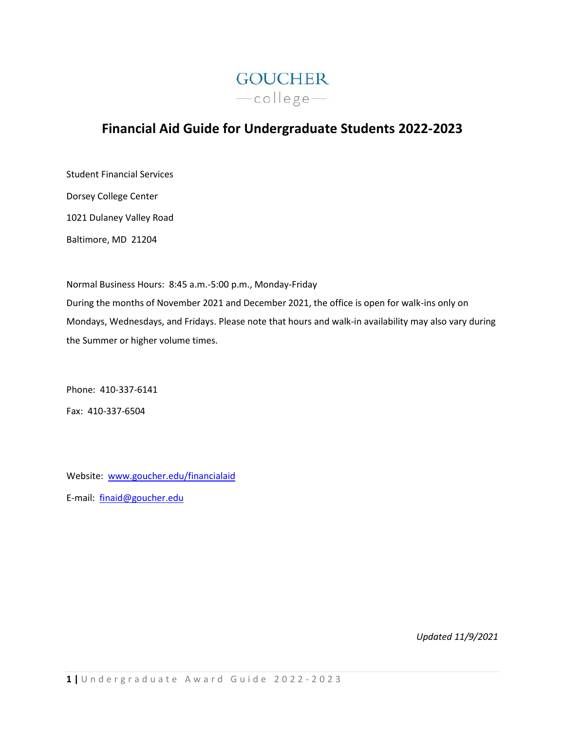GOUCHER
—college—

# Financial Aid Guide for Undergraduate Students 2022-2023

Student Financial Services

Dorsey College Center

1021 Dulaney Valley Road

Baltimore, MD 21204

Normal Business Hours: 8:45 a.m.-5:00 p.m., Monday-Friday

During the months of November 2021 and December 2021, the office is open for walk-ins only on Mondays, Wednesdays, and Fridays. Please note that hours and walk-in availability may also vary during the Summer or higher volume times.

Phone: 410-337-6141

Fax: 410-337-6504

Website: [www.goucher.edu/financialaid](http://www.goucher.edu/financialaid)

E-mail: [finaid@goucher.edu](mailto:finaid@goucher.edu)

*Updated 11/9/2021*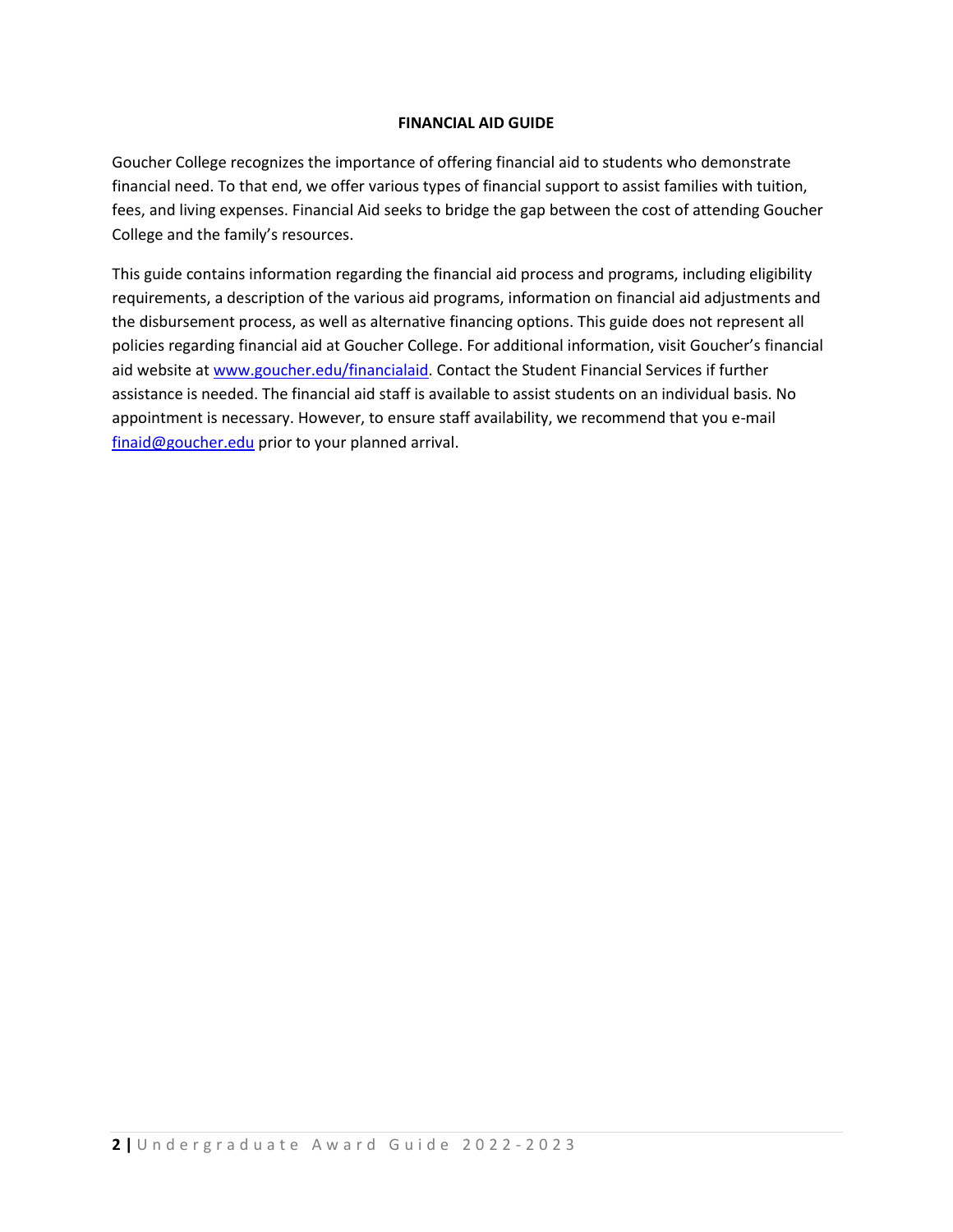# FINANCIAL AID GUIDE

Goucher College recognizes the importance of offering financial aid to students who demonstrate financial need. To that end, we offer various types of financial support to assist families with tuition, fees, and living expenses. Financial Aid seeks to bridge the gap between the cost of attending Goucher College and the family's resources.

This guide contains information regarding the financial aid process and programs, including eligibility requirements, a description of the various aid programs, information on financial aid adjustments and the disbursement process, as well as alternative financing options. This guide does not represent all policies regarding financial aid at Goucher College. For additional information, visit Goucher's financial aid website at [www.goucher.edu/financialaid](http://www.goucher.edu/financialaid). Contact the Student Financial Services if further assistance is needed. The financial aid staff is available to assist students on an individual basis. No appointment is necessary. However, to ensure staff availability, we recommend that you e-mail [finaid@goucher.edu](mailto:finaid@goucher.edu) prior to your planned arrival.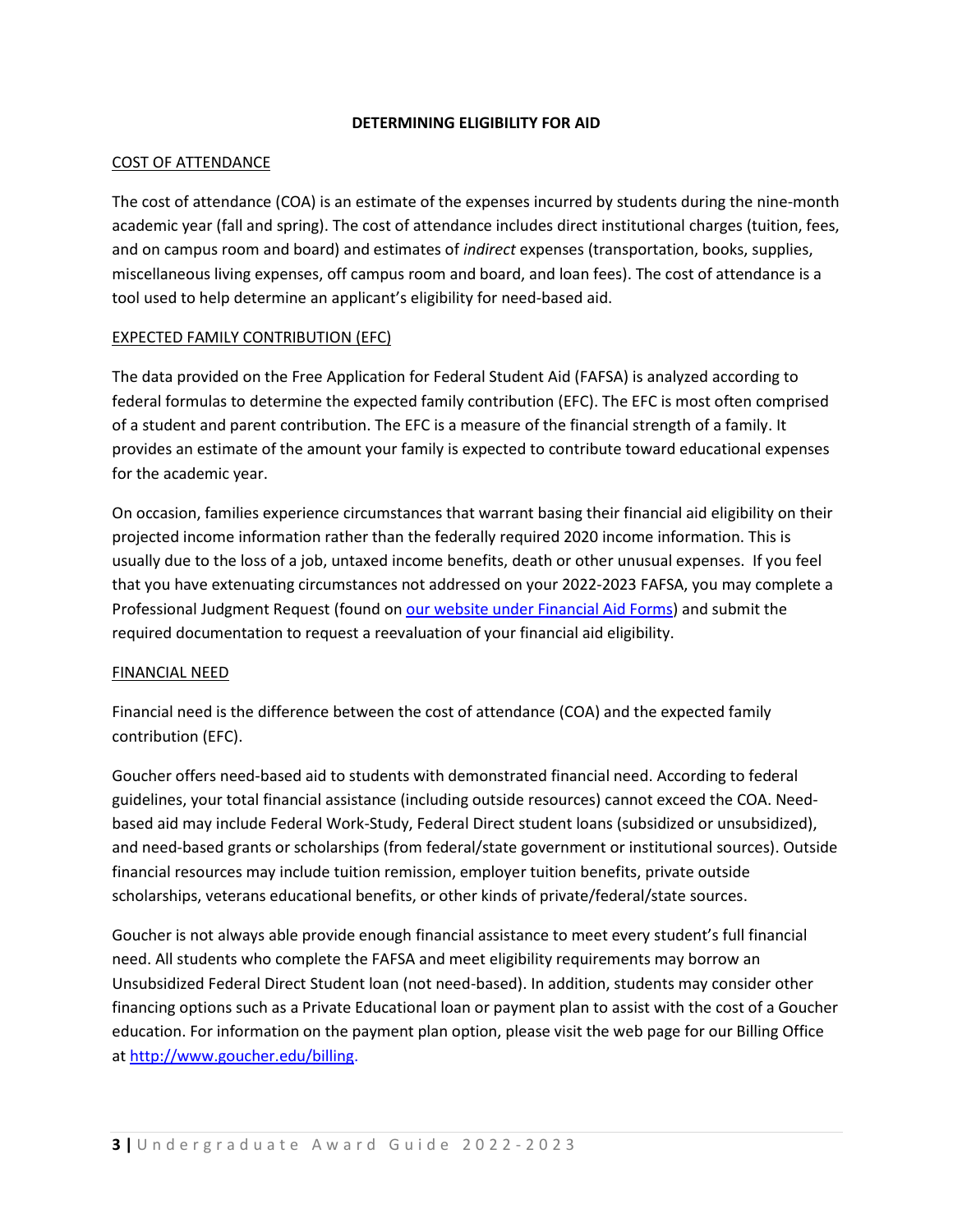# DETERMINING ELIGIBILITY FOR AID

## COST OF ATTENDANCE

The cost of attendance (COA) is an estimate of the expenses incurred by students during the nine-month academic year (fall and spring). The cost of attendance includes direct institutional charges (tuition, fees, and on campus room and board) and estimates of *indirect* expenses (transportation, books, supplies, miscellaneous living expenses, off campus room and board, and loan fees). The cost of attendance is a tool used to help determine an applicant's eligibility for need-based aid.

## EXPECTED FAMILY CONTRIBUTION (EFC)

The data provided on the Free Application for Federal Student Aid (FAFSA) is analyzed according to federal formulas to determine the expected family contribution (EFC). The EFC is most often comprised of a student and parent contribution. The EFC is a measure of the financial strength of a family. It provides an estimate of the amount your family is expected to contribute toward educational expenses for the academic year.

On occasion, families experience circumstances that warrant basing their financial aid eligibility on their projected income information rather than the federally required 2020 income information. This is usually due to the loss of a job, untaxed income benefits, death or other unusual expenses. If you feel that you have extenuating circumstances not addressed on your 2022-2023 FAFSA, you may complete a Professional Judgment Request (found on our website under Financial Aid Forms) and submit the required documentation to request a reevaluation of your financial aid eligibility.

## FINANCIAL NEED

Financial need is the difference between the cost of attendance (COA) and the expected family contribution (EFC).

Goucher offers need-based aid to students with demonstrated financial need. According to federal guidelines, your total financial assistance (including outside resources) cannot exceed the COA. Need-based aid may include Federal Work-Study, Federal Direct student loans (subsidized or unsubsidized), and need-based grants or scholarships (from federal/state government or institutional sources). Outside financial resources may include tuition remission, employer tuition benefits, private outside scholarships, veterans educational benefits, or other kinds of private/federal/state sources.

Goucher is not always able provide enough financial assistance to meet every student's full financial need. All students who complete the FAFSA and meet eligibility requirements may borrow an Unsubsidized Federal Direct Student loan (not need-based). In addition, students may consider other financing options such as a Private Educational loan or payment plan to assist with the cost of a Goucher education. For information on the payment plan option, please visit the web page for our Billing Office at http://www.goucher.edu/billing.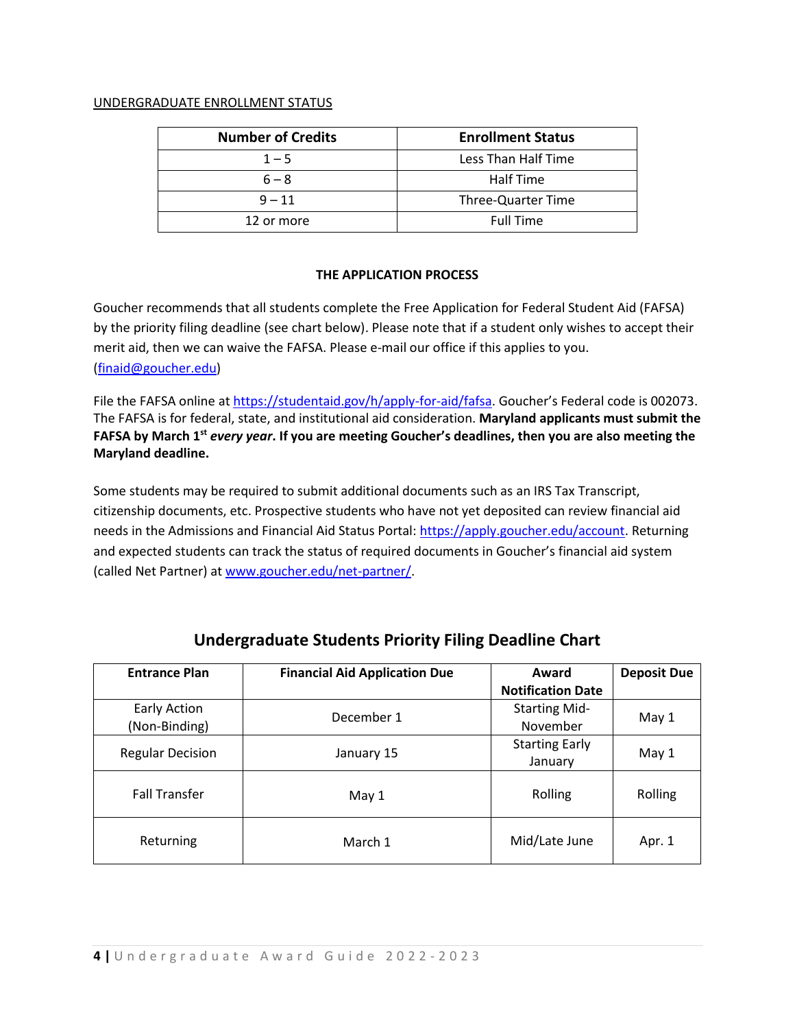UNDERGRADUATE ENROLLMENT STATUS

| Number of Credits | Enrollment Status |
|---|---|
| 1 – 5 | Less Than Half Time |
| 6 – 8 | Half Time |
| 9 – 11 | Three-Quarter Time |
| 12 or more | Full Time |

## THE APPLICATION PROCESS

Goucher recommends that all students complete the Free Application for Federal Student Aid (FAFSA) by the priority filing deadline (see chart below). Please note that if a student only wishes to accept their merit aid, then we can waive the FAFSA. Please e-mail our office if this applies to you. (finaid@goucher.edu)

File the FAFSA online at https://studentaid.gov/h/apply-for-aid/fafsa. Goucher's Federal code is 002073. The FAFSA is for federal, state, and institutional aid consideration. **Maryland applicants must submit the FAFSA by March 1st *every year*. If you are meeting Goucher's deadlines, then you are also meeting the Maryland deadline.**

Some students may be required to submit additional documents such as an IRS Tax Transcript, citizenship documents, etc. Prospective students who have not yet deposited can review financial aid needs in the Admissions and Financial Aid Status Portal: https://apply.goucher.edu/account. Returning and expected students can track the status of required documents in Goucher's financial aid system (called Net Partner) at www.goucher.edu/net-partner/.

## Undergraduate Students Priority Filing Deadline Chart

| Entrance Plan | Financial Aid Application Due | Award Notification Date | Deposit Due |
|---|---|---|---|
| Early Action (Non-Binding) | December 1 | Starting Mid-November | May 1 |
| Regular Decision | January 15 | Starting Early January | May 1 |
| Fall Transfer | May 1 | Rolling | Rolling |
| Returning | March 1 | Mid/Late June | Apr. 1 |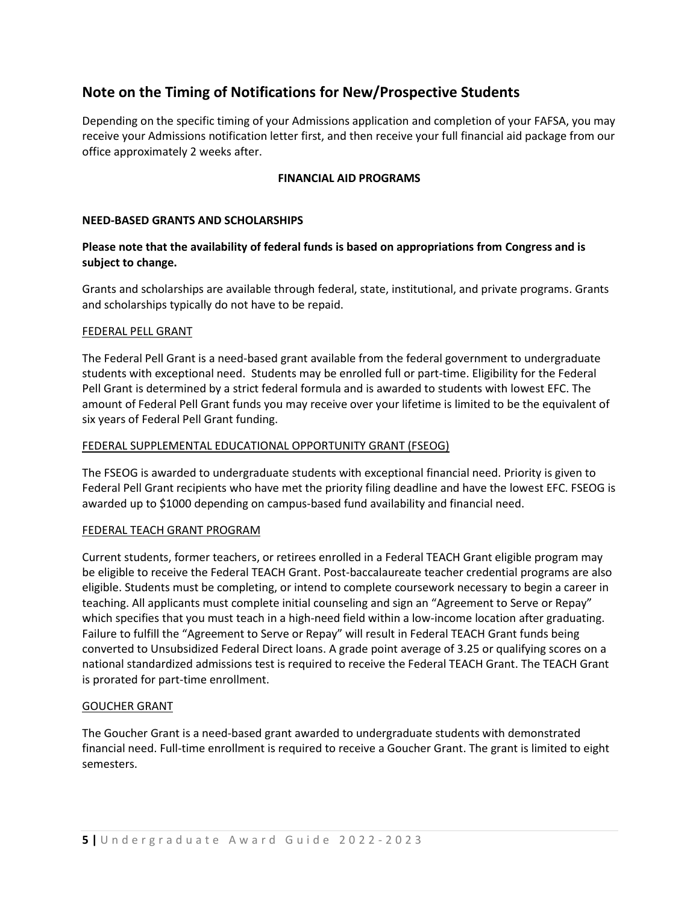## Note on the Timing of Notifications for New/Prospective Students

Depending on the specific timing of your Admissions application and completion of your FAFSA, you may receive your Admissions notification letter first, and then receive your full financial aid package from our office approximately 2 weeks after.

**FINANCIAL AID PROGRAMS**

**NEED-BASED GRANTS AND SCHOLARSHIPS**

**Please note that the availability of federal funds is based on appropriations from Congress and is subject to change.**

Grants and scholarships are available through federal, state, institutional, and private programs. Grants and scholarships typically do not have to be repaid.

FEDERAL PELL GRANT

The Federal Pell Grant is a need-based grant available from the federal government to undergraduate students with exceptional need. Students may be enrolled full or part-time. Eligibility for the Federal Pell Grant is determined by a strict federal formula and is awarded to students with lowest EFC. The amount of Federal Pell Grant funds you may receive over your lifetime is limited to be the equivalent of six years of Federal Pell Grant funding.

FEDERAL SUPPLEMENTAL EDUCATIONAL OPPORTUNITY GRANT (FSEOG)

The FSEOG is awarded to undergraduate students with exceptional financial need. Priority is given to Federal Pell Grant recipients who have met the priority filing deadline and have the lowest EFC. FSEOG is awarded up to $1000 depending on campus-based fund availability and financial need.

FEDERAL TEACH GRANT PROGRAM

Current students, former teachers, or retirees enrolled in a Federal TEACH Grant eligible program may be eligible to receive the Federal TEACH Grant. Post-baccalaureate teacher credential programs are also eligible. Students must be completing, or intend to complete coursework necessary to begin a career in teaching. All applicants must complete initial counseling and sign an "Agreement to Serve or Repay" which specifies that you must teach in a high-need field within a low-income location after graduating. Failure to fulfill the "Agreement to Serve or Repay" will result in Federal TEACH Grant funds being converted to Unsubsidized Federal Direct loans. A grade point average of 3.25 or qualifying scores on a national standardized admissions test is required to receive the Federal TEACH Grant. The TEACH Grant is prorated for part-time enrollment.

GOUCHER GRANT

The Goucher Grant is a need-based grant awarded to undergraduate students with demonstrated financial need. Full-time enrollment is required to receive a Goucher Grant. The grant is limited to eight semesters.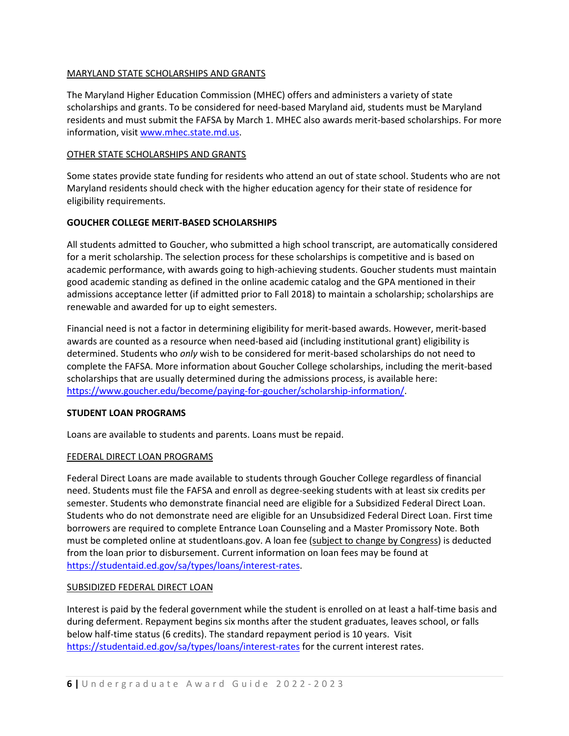MARYLAND STATE SCHOLARSHIPS AND GRANTS

The Maryland Higher Education Commission (MHEC) offers and administers a variety of state scholarships and grants. To be considered for need-based Maryland aid, students must be Maryland residents and must submit the FAFSA by March 1. MHEC also awards merit-based scholarships. For more information, visit www.mhec.state.md.us.

OTHER STATE SCHOLARSHIPS AND GRANTS

Some states provide state funding for residents who attend an out of state school. Students who are not Maryland residents should check with the higher education agency for their state of residence for eligibility requirements.

**GOUCHER COLLEGE MERIT-BASED SCHOLARSHIPS**

All students admitted to Goucher, who submitted a high school transcript, are automatically considered for a merit scholarship. The selection process for these scholarships is competitive and is based on academic performance, with awards going to high-achieving students. Goucher students must maintain good academic standing as defined in the online academic catalog and the GPA mentioned in their admissions acceptance letter (if admitted prior to Fall 2018) to maintain a scholarship; scholarships are renewable and awarded for up to eight semesters.

Financial need is not a factor in determining eligibility for merit-based awards. However, merit-based awards are counted as a resource when need-based aid (including institutional grant) eligibility is determined. Students who *only* wish to be considered for merit-based scholarships do not need to complete the FAFSA. More information about Goucher College scholarships, including the merit-based scholarships that are usually determined during the admissions process, is available here: https://www.goucher.edu/become/paying-for-goucher/scholarship-information/.

**STUDENT LOAN PROGRAMS**

Loans are available to students and parents. Loans must be repaid.

FEDERAL DIRECT LOAN PROGRAMS

Federal Direct Loans are made available to students through Goucher College regardless of financial need. Students must file the FAFSA and enroll as degree-seeking students with at least six credits per semester. Students who demonstrate financial need are eligible for a Subsidized Federal Direct Loan. Students who do not demonstrate need are eligible for an Unsubsidized Federal Direct Loan. First time borrowers are required to complete Entrance Loan Counseling and a Master Promissory Note. Both must be completed online at studentloans.gov. A loan fee (subject to change by Congress) is deducted from the loan prior to disbursement. Current information on loan fees may be found at https://studentaid.ed.gov/sa/types/loans/interest-rates.

SUBSIDIZED FEDERAL DIRECT LOAN

Interest is paid by the federal government while the student is enrolled on at least a half-time basis and during deferment. Repayment begins six months after the student graduates, leaves school, or falls below half-time status (6 credits). The standard repayment period is 10 years. Visit https://studentaid.ed.gov/sa/types/loans/interest-rates for the current interest rates.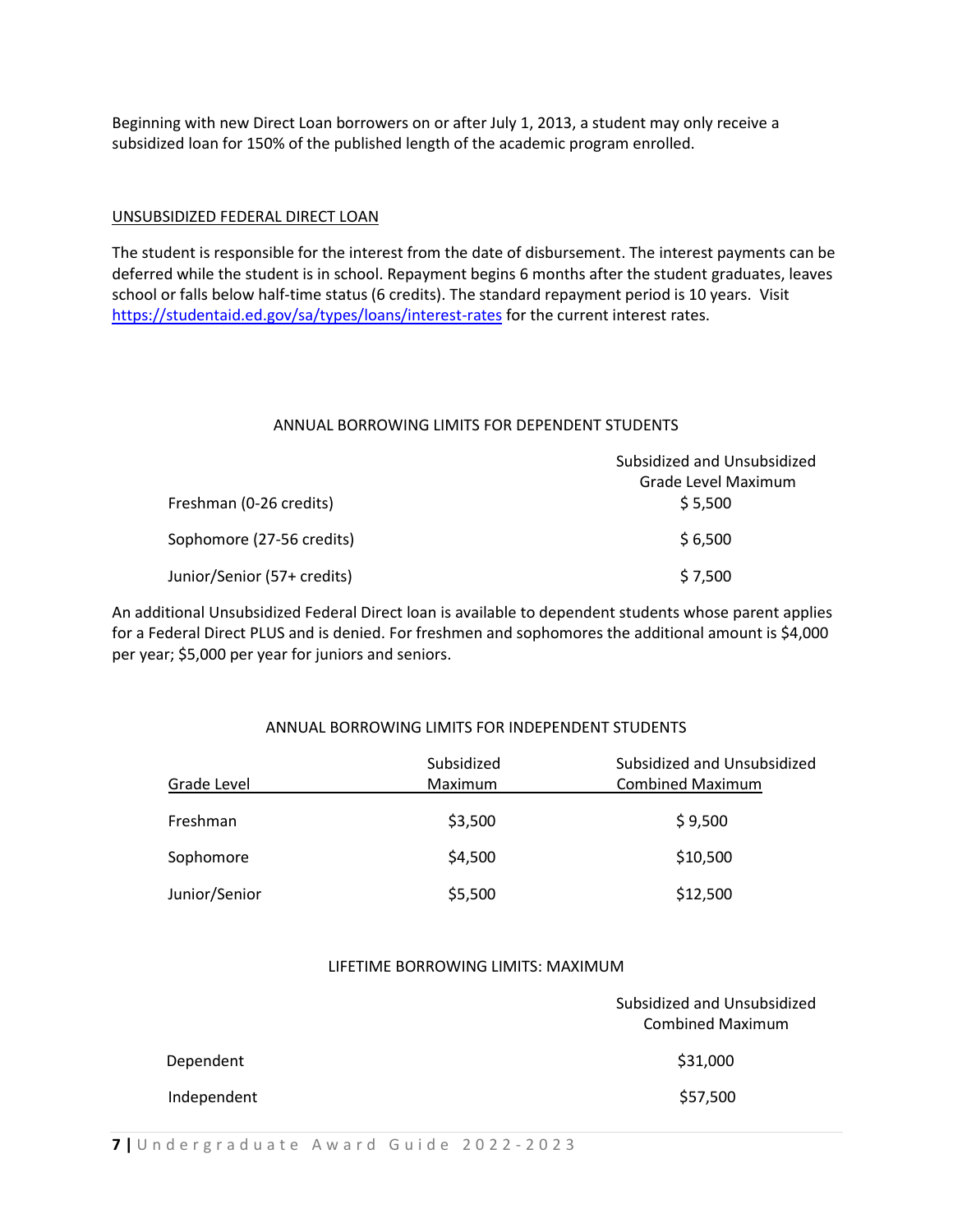Beginning with new Direct Loan borrowers on or after July 1, 2013, a student may only receive a subsidized loan for 150% of the published length of the academic program enrolled.

## UNSUBSIDIZED FEDERAL DIRECT LOAN

The student is responsible for the interest from the date of disbursement. The interest payments can be deferred while the student is in school. Repayment begins 6 months after the student graduates, leaves school or falls below half-time status (6 credits). The standard repayment period is 10 years. Visit [https://studentaid.ed.gov/sa/types/loans/interest-rates](https://studentaid.ed.gov/sa/types/loans/interest-rates) for the current interest rates.

### ANNUAL BORROWING LIMITS FOR DEPENDENT STUDENTS

| | Subsidized and Unsubsidized Grade Level Maximum |
|---|---|
| Freshman (0-26 credits) | $ 5,500 |
| Sophomore (27-56 credits) | $ 6,500 |
| Junior/Senior (57+ credits) | $ 7,500 |

An additional Unsubsidized Federal Direct loan is available to dependent students whose parent applies for a Federal Direct PLUS and is denied. For freshmen and sophomores the additional amount is $4,000 per year; $5,000 per year for juniors and seniors.

### ANNUAL BORROWING LIMITS FOR INDEPENDENT STUDENTS

| Grade Level | Subsidized Maximum | Subsidized and Unsubsidized Combined Maximum |
|---|---|---|
| Freshman | $3,500 | $ 9,500 |
| Sophomore | $4,500 | $10,500 |
| Junior/Senior | $5,500 | $12,500 |

### LIFETIME BORROWING LIMITS: MAXIMUM

| | Subsidized and Unsubsidized Combined Maximum |
|---|---|
| Dependent | $31,000 |
| Independent | $57,500 |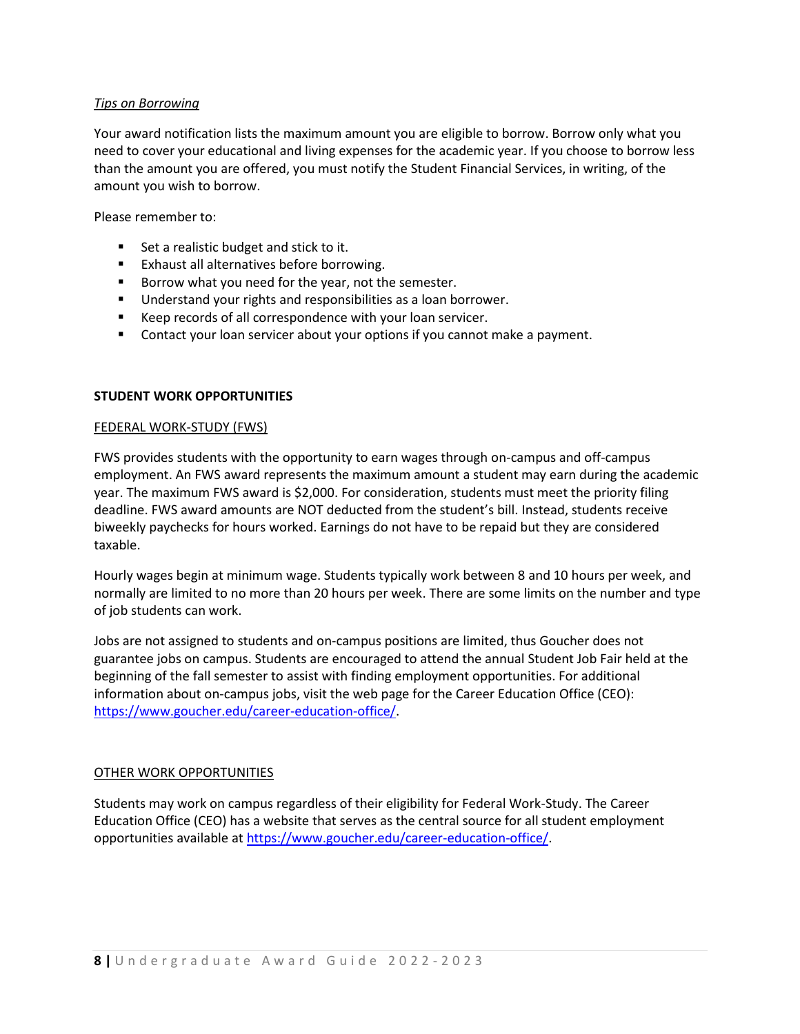*Tips on Borrowing*

Your award notification lists the maximum amount you are eligible to borrow. Borrow only what you need to cover your educational and living expenses for the academic year. If you choose to borrow less than the amount you are offered, you must notify the Student Financial Services, in writing, of the amount you wish to borrow.

Please remember to:

- Set a realistic budget and stick to it.
- Exhaust all alternatives before borrowing.
- Borrow what you need for the year, not the semester.
- Understand your rights and responsibilities as a loan borrower.
- Keep records of all correspondence with your loan servicer.
- Contact your loan servicer about your options if you cannot make a payment.

## STUDENT WORK OPPORTUNITIES

### FEDERAL WORK-STUDY (FWS)

FWS provides students with the opportunity to earn wages through on-campus and off-campus employment. An FWS award represents the maximum amount a student may earn during the academic year. The maximum FWS award is $2,000. For consideration, students must meet the priority filing deadline. FWS award amounts are NOT deducted from the student's bill. Instead, students receive biweekly paychecks for hours worked. Earnings do not have to be repaid but they are considered taxable.

Hourly wages begin at minimum wage. Students typically work between 8 and 10 hours per week, and normally are limited to no more than 20 hours per week. There are some limits on the number and type of job students can work.

Jobs are not assigned to students and on-campus positions are limited, thus Goucher does not guarantee jobs on campus. Students are encouraged to attend the annual Student Job Fair held at the beginning of the fall semester to assist with finding employment opportunities. For additional information about on-campus jobs, visit the web page for the Career Education Office (CEO): https://www.goucher.edu/career-education-office/.

### OTHER WORK OPPORTUNITIES

Students may work on campus regardless of their eligibility for Federal Work-Study. The Career Education Office (CEO) has a website that serves as the central source for all student employment opportunities available at https://www.goucher.edu/career-education-office/.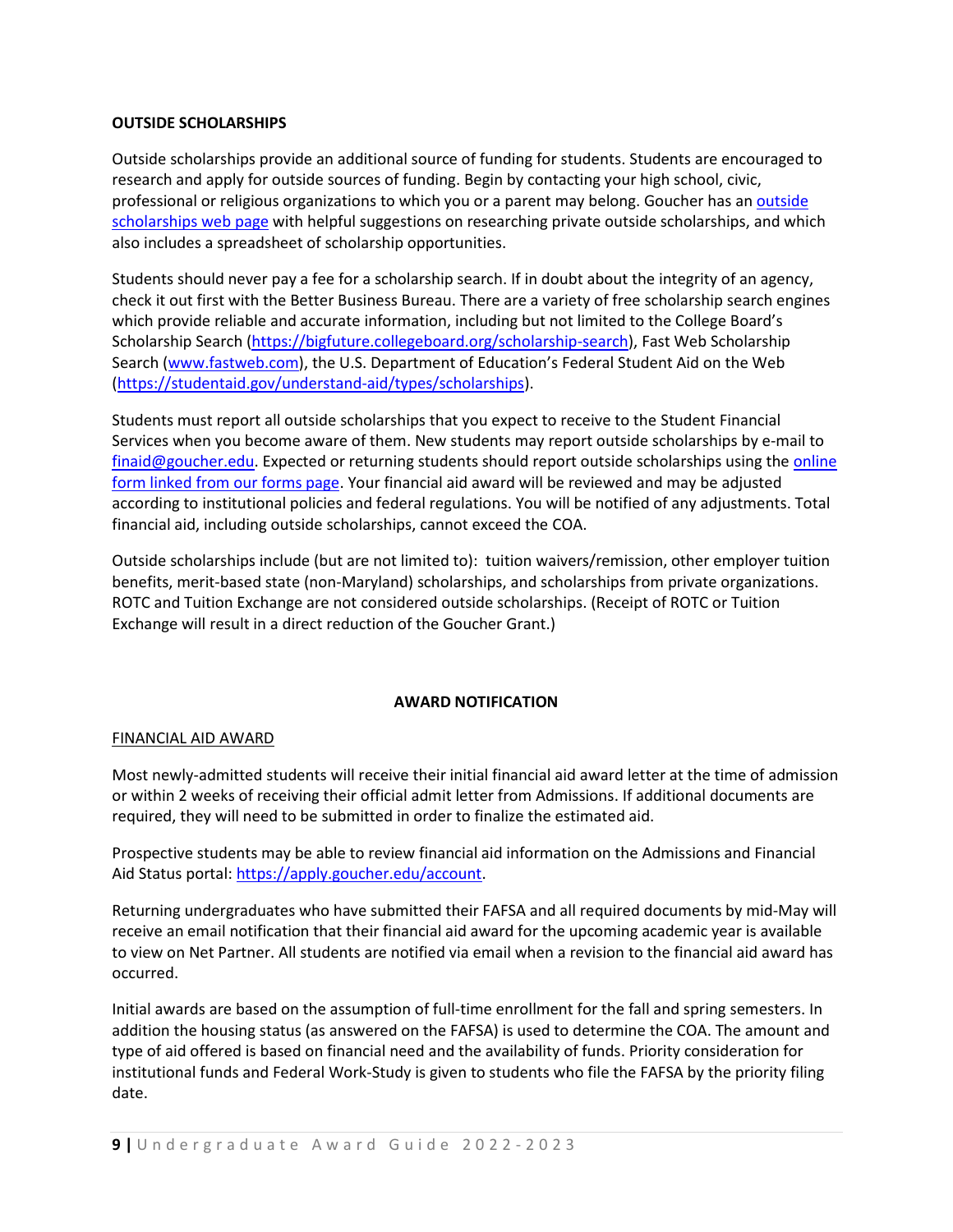**OUTSIDE SCHOLARSHIPS**

Outside scholarships provide an additional source of funding for students. Students are encouraged to research and apply for outside sources of funding. Begin by contacting your high school, civic, professional or religious organizations to which you or a parent may belong. Goucher has an outside scholarships web page with helpful suggestions on researching private outside scholarships, and which also includes a spreadsheet of scholarship opportunities.

Students should never pay a fee for a scholarship search. If in doubt about the integrity of an agency, check it out first with the Better Business Bureau. There are a variety of free scholarship search engines which provide reliable and accurate information, including but not limited to the College Board's Scholarship Search (https://bigfuture.collegeboard.org/scholarship-search), Fast Web Scholarship Search (www.fastweb.com), the U.S. Department of Education's Federal Student Aid on the Web (https://studentaid.gov/understand-aid/types/scholarships).

Students must report all outside scholarships that you expect to receive to the Student Financial Services when you become aware of them. New students may report outside scholarships by e-mail to finaid@goucher.edu. Expected or returning students should report outside scholarships using the online form linked from our forms page. Your financial aid award will be reviewed and may be adjusted according to institutional policies and federal regulations. You will be notified of any adjustments. Total financial aid, including outside scholarships, cannot exceed the COA.

Outside scholarships include (but are not limited to): tuition waivers/remission, other employer tuition benefits, merit-based state (non-Maryland) scholarships, and scholarships from private organizations. ROTC and Tuition Exchange are not considered outside scholarships. (Receipt of ROTC or Tuition Exchange will result in a direct reduction of the Goucher Grant.)

## AWARD NOTIFICATION

FINANCIAL AID AWARD

Most newly-admitted students will receive their initial financial aid award letter at the time of admission or within 2 weeks of receiving their official admit letter from Admissions. If additional documents are required, they will need to be submitted in order to finalize the estimated aid.

Prospective students may be able to review financial aid information on the Admissions and Financial Aid Status portal: https://apply.goucher.edu/account.

Returning undergraduates who have submitted their FAFSA and all required documents by mid-May will receive an email notification that their financial aid award for the upcoming academic year is available to view on Net Partner. All students are notified via email when a revision to the financial aid award has occurred.

Initial awards are based on the assumption of full-time enrollment for the fall and spring semesters. In addition the housing status (as answered on the FAFSA) is used to determine the COA. The amount and type of aid offered is based on financial need and the availability of funds. Priority consideration for institutional funds and Federal Work-Study is given to students who file the FAFSA by the priority filing date.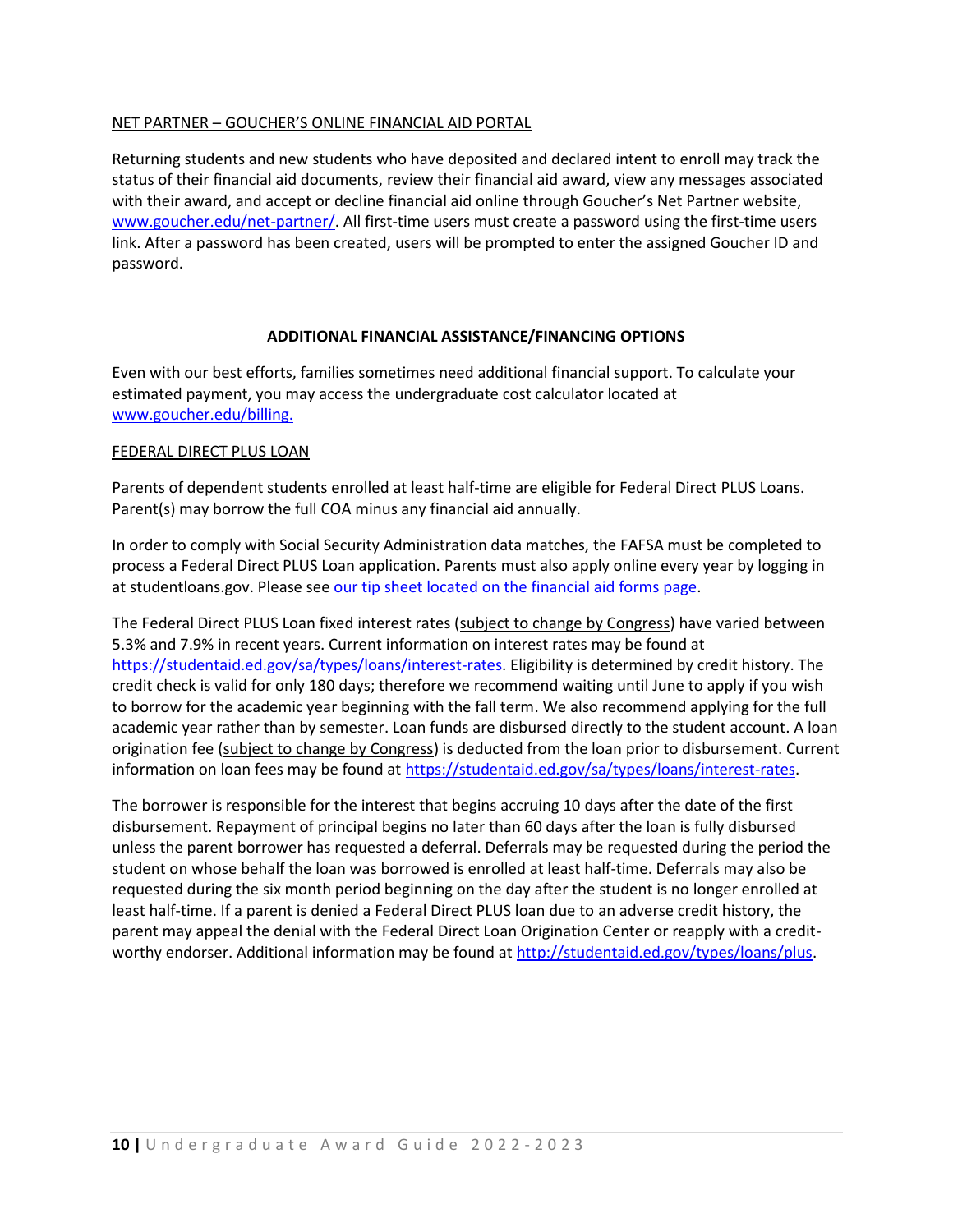## NET PARTNER – GOUCHER'S ONLINE FINANCIAL AID PORTAL

Returning students and new students who have deposited and declared intent to enroll may track the status of their financial aid documents, review their financial aid award, view any messages associated with their award, and accept or decline financial aid online through Goucher's Net Partner website, [www.goucher.edu/net-partner/](www.goucher.edu/net-partner/). All first-time users must create a password using the first-time users link. After a password has been created, users will be prompted to enter the assigned Goucher ID and password.

# ADDITIONAL FINANCIAL ASSISTANCE/FINANCING OPTIONS

Even with our best efforts, families sometimes need additional financial support. To calculate your estimated payment, you may access the undergraduate cost calculator located at [www.goucher.edu/billing.](www.goucher.edu/billing)

## FEDERAL DIRECT PLUS LOAN

Parents of dependent students enrolled at least half-time are eligible for Federal Direct PLUS Loans. Parent(s) may borrow the full COA minus any financial aid annually.

In order to comply with Social Security Administration data matches, the FAFSA must be completed to process a Federal Direct PLUS Loan application. Parents must also apply online every year by logging in at studentloans.gov. Please see our tip sheet located on the financial aid forms page.

The Federal Direct PLUS Loan fixed interest rates (subject to change by Congress) have varied between 5.3% and 7.9% in recent years. Current information on interest rates may be found at [https://studentaid.ed.gov/sa/types/loans/interest-rates](https://studentaid.ed.gov/sa/types/loans/interest-rates). Eligibility is determined by credit history. The credit check is valid for only 180 days; therefore we recommend waiting until June to apply if you wish to borrow for the academic year beginning with the fall term. We also recommend applying for the full academic year rather than by semester. Loan funds are disbursed directly to the student account. A loan origination fee (subject to change by Congress) is deducted from the loan prior to disbursement. Current information on loan fees may be found at [https://studentaid.ed.gov/sa/types/loans/interest-rates](https://studentaid.ed.gov/sa/types/loans/interest-rates).

The borrower is responsible for the interest that begins accruing 10 days after the date of the first disbursement. Repayment of principal begins no later than 60 days after the loan is fully disbursed unless the parent borrower has requested a deferral. Deferrals may be requested during the period the student on whose behalf the loan was borrowed is enrolled at least half-time. Deferrals may also be requested during the six month period beginning on the day after the student is no longer enrolled at least half-time. If a parent is denied a Federal Direct PLUS loan due to an adverse credit history, the parent may appeal the denial with the Federal Direct Loan Origination Center or reapply with a credit-worthy endorser. Additional information may be found at [http://studentaid.ed.gov/types/loans/plus](http://studentaid.ed.gov/types/loans/plus).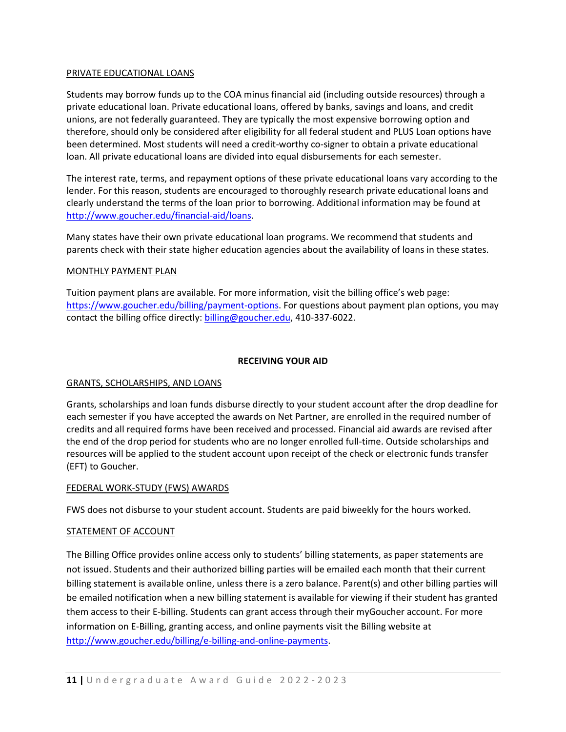### PRIVATE EDUCATIONAL LOANS

Students may borrow funds up to the COA minus financial aid (including outside resources) through a private educational loan. Private educational loans, offered by banks, savings and loans, and credit unions, are not federally guaranteed. They are typically the most expensive borrowing option and therefore, should only be considered after eligibility for all federal student and PLUS Loan options have been determined. Most students will need a credit-worthy co-signer to obtain a private educational loan. All private educational loans are divided into equal disbursements for each semester.

The interest rate, terms, and repayment options of these private educational loans vary according to the lender. For this reason, students are encouraged to thoroughly research private educational loans and clearly understand the terms of the loan prior to borrowing. Additional information may be found at http://www.goucher.edu/financial-aid/loans.

Many states have their own private educational loan programs. We recommend that students and parents check with their state higher education agencies about the availability of loans in these states.

### MONTHLY PAYMENT PLAN

Tuition payment plans are available. For more information, visit the billing office's web page: https://www.goucher.edu/billing/payment-options. For questions about payment plan options, you may contact the billing office directly: billing@goucher.edu, 410-337-6022.

## RECEIVING YOUR AID

### GRANTS, SCHOLARSHIPS, AND LOANS

Grants, scholarships and loan funds disburse directly to your student account after the drop deadline for each semester if you have accepted the awards on Net Partner, are enrolled in the required number of credits and all required forms have been received and processed. Financial aid awards are revised after the end of the drop period for students who are no longer enrolled full-time. Outside scholarships and resources will be applied to the student account upon receipt of the check or electronic funds transfer (EFT) to Goucher.

### FEDERAL WORK-STUDY (FWS) AWARDS

FWS does not disburse to your student account. Students are paid biweekly for the hours worked.

### STATEMENT OF ACCOUNT

The Billing Office provides online access only to students' billing statements, as paper statements are not issued. Students and their authorized billing parties will be emailed each month that their current billing statement is available online, unless there is a zero balance. Parent(s) and other billing parties will be emailed notification when a new billing statement is available for viewing if their student has granted them access to their E-billing. Students can grant access through their myGoucher account. For more information on E-Billing, granting access, and online payments visit the Billing website at http://www.goucher.edu/billing/e-billing-and-online-payments.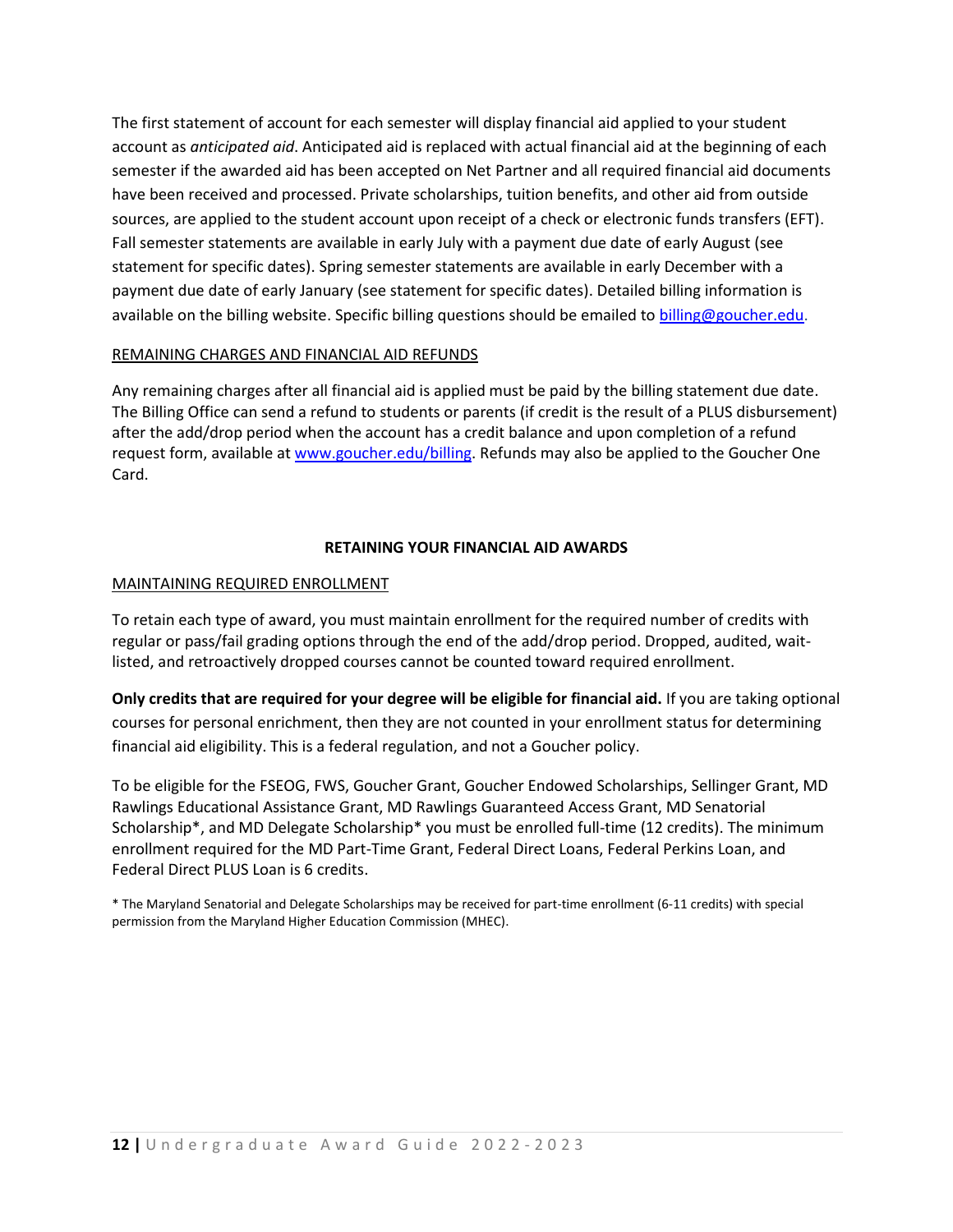The first statement of account for each semester will display financial aid applied to your student account as *anticipated aid*. Anticipated aid is replaced with actual financial aid at the beginning of each semester if the awarded aid has been accepted on Net Partner and all required financial aid documents have been received and processed. Private scholarships, tuition benefits, and other aid from outside sources, are applied to the student account upon receipt of a check or electronic funds transfers (EFT). Fall semester statements are available in early July with a payment due date of early August (see statement for specific dates). Spring semester statements are available in early December with a payment due date of early January (see statement for specific dates). Detailed billing information is available on the billing website. Specific billing questions should be emailed to [billing@goucher.edu](mailto:billing@goucher.edu).

### REMAINING CHARGES AND FINANCIAL AID REFUNDS

Any remaining charges after all financial aid is applied must be paid by the billing statement due date. The Billing Office can send a refund to students or parents (if credit is the result of a PLUS disbursement) after the add/drop period when the account has a credit balance and upon completion of a refund request form, available at [www.goucher.edu/billing](http://www.goucher.edu/billing). Refunds may also be applied to the Goucher One Card.

## RETAINING YOUR FINANCIAL AID AWARDS

### MAINTAINING REQUIRED ENROLLMENT

To retain each type of award, you must maintain enrollment for the required number of credits with regular or pass/fail grading options through the end of the add/drop period. Dropped, audited, wait-listed, and retroactively dropped courses cannot be counted toward required enrollment.

**Only credits that are required for your degree will be eligible for financial aid.** If you are taking optional courses for personal enrichment, then they are not counted in your enrollment status for determining financial aid eligibility. This is a federal regulation, and not a Goucher policy.

To be eligible for the FSEOG, FWS, Goucher Grant, Goucher Endowed Scholarships, Sellinger Grant, MD Rawlings Educational Assistance Grant, MD Rawlings Guaranteed Access Grant, MD Senatorial Scholarship*, and MD Delegate Scholarship* you must be enrolled full-time (12 credits). The minimum enrollment required for the MD Part-Time Grant, Federal Direct Loans, Federal Perkins Loan, and Federal Direct PLUS Loan is 6 credits.

* The Maryland Senatorial and Delegate Scholarships may be received for part-time enrollment (6-11 credits) with special permission from the Maryland Higher Education Commission (MHEC).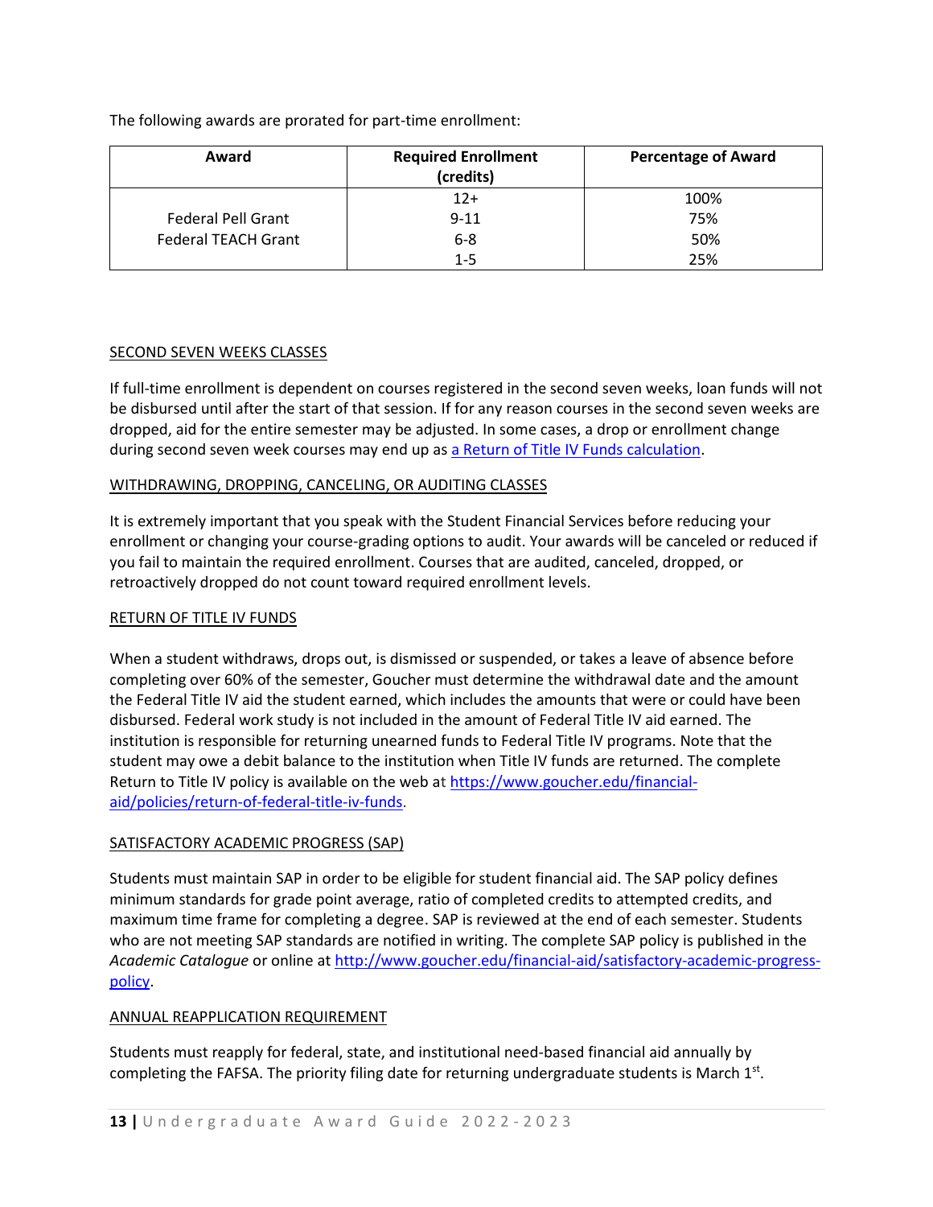The following awards are prorated for part-time enrollment:

| Award | Required Enrollment (credits) | Percentage of Award |
| --- | --- | --- |
| Federal Pell Grant<br>Federal TEACH Grant | 12+ | 100% |
| | 9-11 | 75% |
| | 6-8 | 50% |
| | 1-5 | 25% |

## SECOND SEVEN WEEKS CLASSES

If full-time enrollment is dependent on courses registered in the second seven weeks, loan funds will not be disbursed until after the start of that session. If for any reason courses in the second seven weeks are dropped, aid for the entire semester may be adjusted. In some cases, a drop or enrollment change during second seven week courses may end up as [a Return of Title IV Funds calculation](#).

## WITHDRAWING, DROPPING, CANCELING, OR AUDITING CLASSES

It is extremely important that you speak with the Student Financial Services before reducing your enrollment or changing your course-grading options to audit. Your awards will be canceled or reduced if you fail to maintain the required enrollment. Courses that are audited, canceled, dropped, or retroactively dropped do not count toward required enrollment levels.

## RETURN OF TITLE IV FUNDS

When a student withdraws, drops out, is dismissed or suspended, or takes a leave of absence before completing over 60% of the semester, Goucher must determine the withdrawal date and the amount the Federal Title IV aid the student earned, which includes the amounts that were or could have been disbursed. Federal work study is not included in the amount of Federal Title IV aid earned. The institution is responsible for returning unearned funds to Federal Title IV programs. Note that the student may owe a debit balance to the institution when Title IV funds are returned. The complete Return to Title IV policy is available on the web at https://www.goucher.edu/financial-aid/policies/return-of-federal-title-iv-funds.

## SATISFACTORY ACADEMIC PROGRESS (SAP)

Students must maintain SAP in order to be eligible for student financial aid. The SAP policy defines minimum standards for grade point average, ratio of completed credits to attempted credits, and maximum time frame for completing a degree. SAP is reviewed at the end of each semester. Students who are not meeting SAP standards are notified in writing. The complete SAP policy is published in the *Academic Catalogue* or online at http://www.goucher.edu/financial-aid/satisfactory-academic-progress-policy.

## ANNUAL REAPPLICATION REQUIREMENT

Students must reapply for federal, state, and institutional need-based financial aid annually by completing the FAFSA. The priority filing date for returning undergraduate students is March 1st.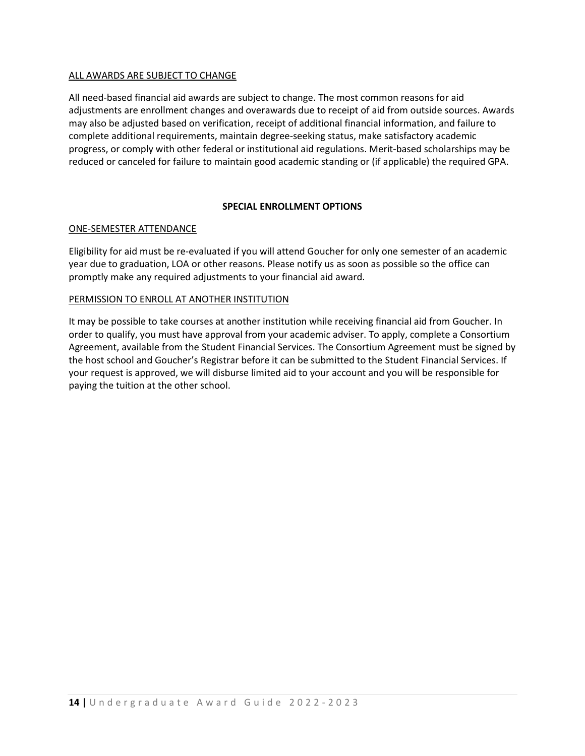ALL AWARDS ARE SUBJECT TO CHANGE

All need-based financial aid awards are subject to change. The most common reasons for aid adjustments are enrollment changes and overawards due to receipt of aid from outside sources. Awards may also be adjusted based on verification, receipt of additional financial information, and failure to complete additional requirements, maintain degree-seeking status, make satisfactory academic progress, or comply with other federal or institutional aid regulations. Merit-based scholarships may be reduced or canceled for failure to maintain good academic standing or (if applicable) the required GPA.

## SPECIAL ENROLLMENT OPTIONS

ONE-SEMESTER ATTENDANCE

Eligibility for aid must be re-evaluated if you will attend Goucher for only one semester of an academic year due to graduation, LOA or other reasons. Please notify us as soon as possible so the office can promptly make any required adjustments to your financial aid award.

PERMISSION TO ENROLL AT ANOTHER INSTITUTION

It may be possible to take courses at another institution while receiving financial aid from Goucher. In order to qualify, you must have approval from your academic adviser. To apply, complete a Consortium Agreement, available from the Student Financial Services. The Consortium Agreement must be signed by the host school and Goucher's Registrar before it can be submitted to the Student Financial Services. If your request is approved, we will disburse limited aid to your account and you will be responsible for paying the tuition at the other school.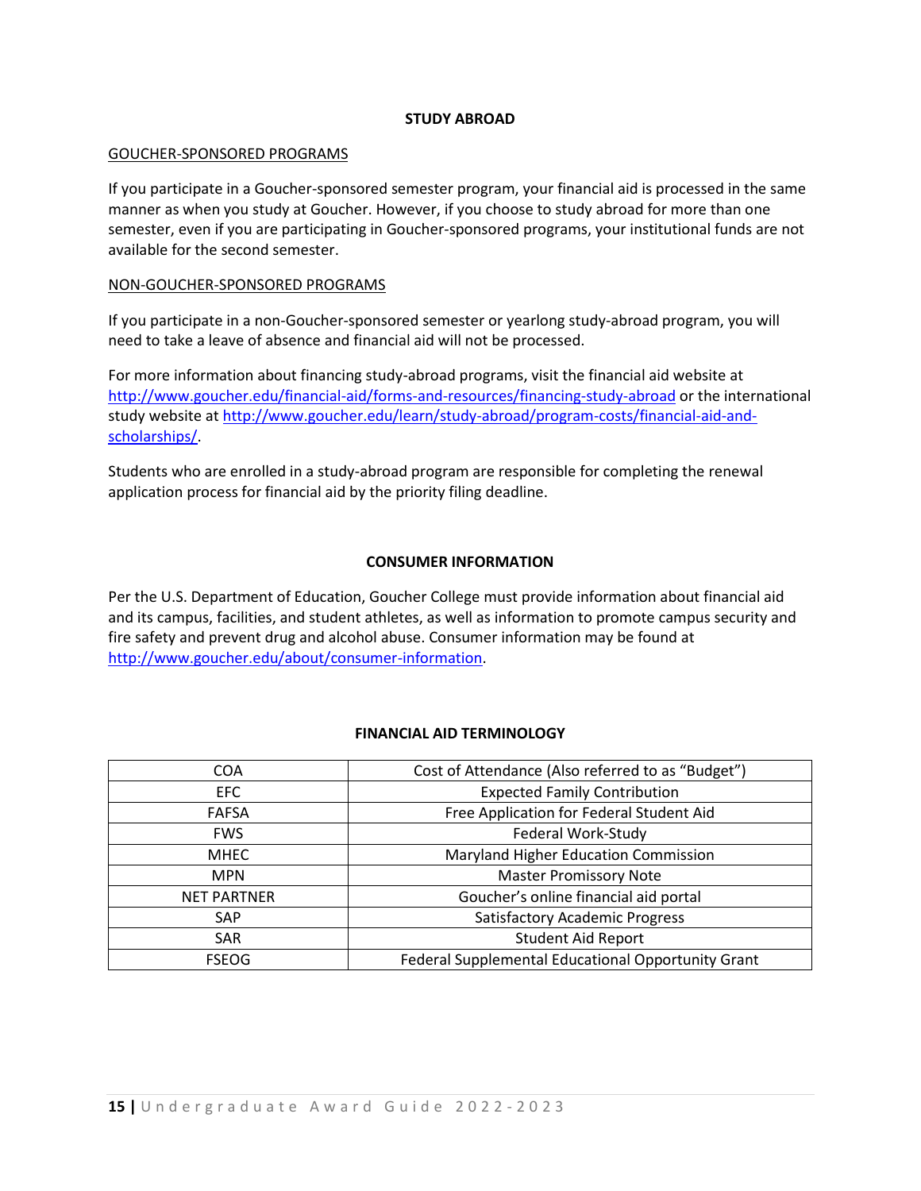## STUDY ABROAD

GOUCHER-SPONSORED PROGRAMS

If you participate in a Goucher-sponsored semester program, your financial aid is processed in the same manner as when you study at Goucher. However, if you choose to study abroad for more than one semester, even if you are participating in Goucher-sponsored programs, your institutional funds are not available for the second semester.

NON-GOUCHER-SPONSORED PROGRAMS

If you participate in a non-Goucher-sponsored semester or yearlong study-abroad program, you will need to take a leave of absence and financial aid will not be processed.

For more information about financing study-abroad programs, visit the financial aid website at http://www.goucher.edu/financial-aid/forms-and-resources/financing-study-abroad or the international study website at http://www.goucher.edu/learn/study-abroad/program-costs/financial-aid-and-scholarships/.

Students who are enrolled in a study-abroad program are responsible for completing the renewal application process for financial aid by the priority filing deadline.

## CONSUMER INFORMATION

Per the U.S. Department of Education, Goucher College must provide information about financial aid and its campus, facilities, and student athletes, as well as information to promote campus security and fire safety and prevent drug and alcohol abuse. Consumer information may be found at http://www.goucher.edu/about/consumer-information.

## FINANCIAL AID TERMINOLOGY

| | |
|---|---|
| COA | Cost of Attendance (Also referred to as "Budget") |
| EFC | Expected Family Contribution |
| FAFSA | Free Application for Federal Student Aid |
| FWS | Federal Work-Study |
| MHEC | Maryland Higher Education Commission |
| MPN | Master Promissory Note |
| NET PARTNER | Goucher's online financial aid portal |
| SAP | Satisfactory Academic Progress |
| SAR | Student Aid Report |
| FSEOG | Federal Supplemental Educational Opportunity Grant |